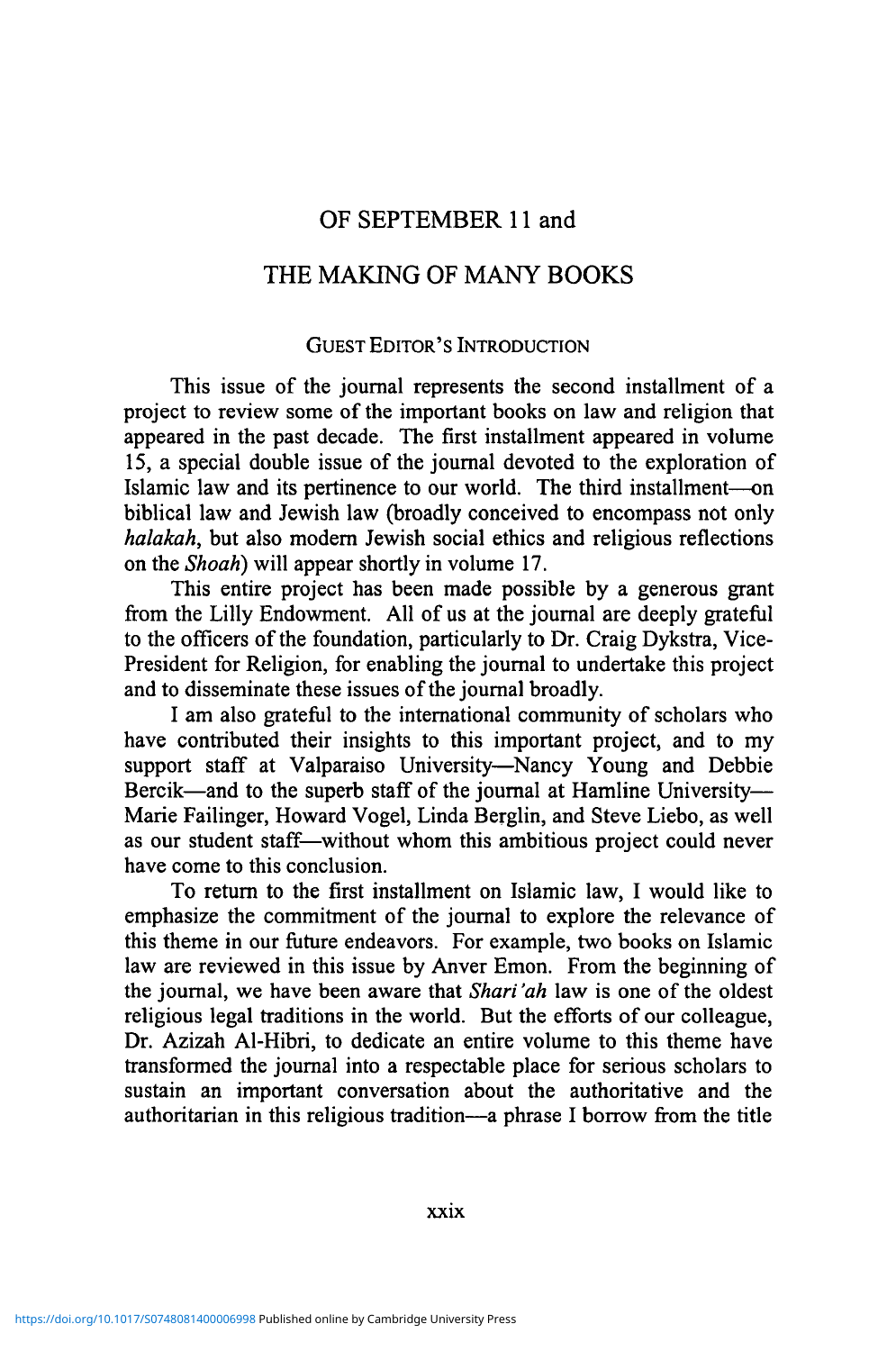# OF SEPTEMBER 11 and

# THE MAKING OF MANY BOOKS

## GUEST EDITOR'S INTRODUCTION

This issue of the journal represents the second installment of a project to review some of the important books on law and religion that appeared in the past decade. The first installment appeared in volume 15, a special double issue of the journal devoted to the exploration of Islamic law and its pertinence to our world. The third installment—on biblical law and Jewish law (broadly conceived to encompass not only *halakah*, but also modern Jewish social ethics and religious reflections on the *Shoah*) will appear shortly in volume 17.

This entire project has been made possible by a generous grant from the Lilly Endowment. All of us at the journal are deeply grateful to the officers of the foundation, particularly to Dr. Craig Dykstra, Vice-President for Religion, for enabling the journal to undertake this project and to disseminate these issues of the journal broadly.

I am also grateful to the international community of scholars who have contributed their insights to this important project, and to my support staff at Valparaiso University—Nancy Young and Debbie Bercik—and to the superb staff of the journal at Hamline University—Marie Failinger, Howard Vogel, Linda Berglin, and Steve Liebo, as well as our student staff—without whom this ambitious project could never have come to this conclusion.

To return to the first installment on Islamic law, I would like to emphasize the commitment of the journal to explore the relevance of this theme in our future endeavors. For example, two books on Islamic law are reviewed in this issue by Anver Emon. From the beginning of the journal, we have been aware that *Shari'ah* law is one of the oldest religious legal traditions in the world. But the efforts of our colleague, Dr. Azizah Al-Hibri, to dedicate an entire volume to this theme have transformed the journal into a respectable place for serious scholars to sustain an important conversation about the authoritative and the authoritarian in this religious tradition—a phrase I borrow from the title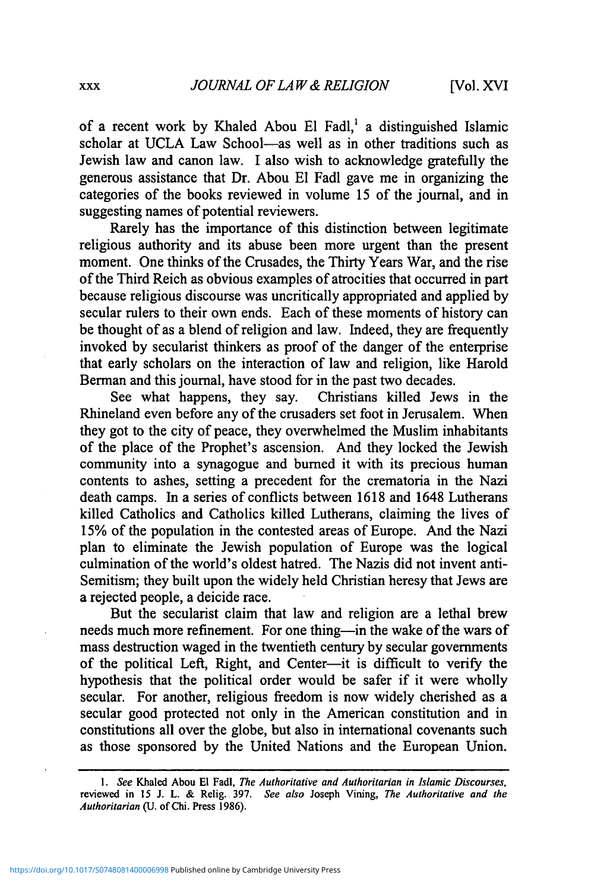of a recent work by Khaled Abou El Fadl,[1] a distinguished Islamic scholar at UCLA Law School—as well as in other traditions such as Jewish law and canon law. I also wish to acknowledge gratefully the generous assistance that Dr. Abou El Fadl gave me in organizing the categories of the books reviewed in volume 15 of the journal, and in suggesting names of potential reviewers.

Rarely has the importance of this distinction between legitimate religious authority and its abuse been more urgent than the present moment. One thinks of the Crusades, the Thirty Years War, and the rise of the Third Reich as obvious examples of atrocities that occurred in part because religious discourse was uncritically appropriated and applied by secular rulers to their own ends. Each of these moments of history can be thought of as a blend of religion and law. Indeed, they are frequently invoked by secularist thinkers as proof of the danger of the enterprise that early scholars on the interaction of law and religion, like Harold Berman and this journal, have stood for in the past two decades.

See what happens, they say. Christians killed Jews in the Rhineland even before any of the crusaders set foot in Jerusalem. When they got to the city of peace, they overwhelmed the Muslim inhabitants of the place of the Prophet's ascension. And they locked the Jewish community into a synagogue and burned it with its precious human contents to ashes, setting a precedent for the crematoria in the Nazi death camps. In a series of conflicts between 1618 and 1648 Lutherans killed Catholics and Catholics killed Lutherans, claiming the lives of 15% of the population in the contested areas of Europe. And the Nazi plan to eliminate the Jewish population of Europe was the logical culmination of the world's oldest hatred. The Nazis did not invent anti-Semitism; they built upon the widely held Christian heresy that Jews are a rejected people, a deicide race.

But the secularist claim that law and religion are a lethal brew needs much more refinement. For one thing—in the wake of the wars of mass destruction waged in the twentieth century by secular governments of the political Left, Right, and Center—it is difficult to verify the hypothesis that the political order would be safer if it were wholly secular. For another, religious freedom is now widely cherished as a secular good protected not only in the American constitution and in constitutions all over the globe, but also in international covenants such as those sponsored by the United Nations and the European Union.

---

1. *See* Khaled Abou El Fadl, *The Authoritative and Authoritarian in Islamic Discourses*, reviewed in 15 J. L. & Relig. 397. *See also* Joseph Vining, *The Authoritative and the Authoritarian* (U. of Chi. Press 1986).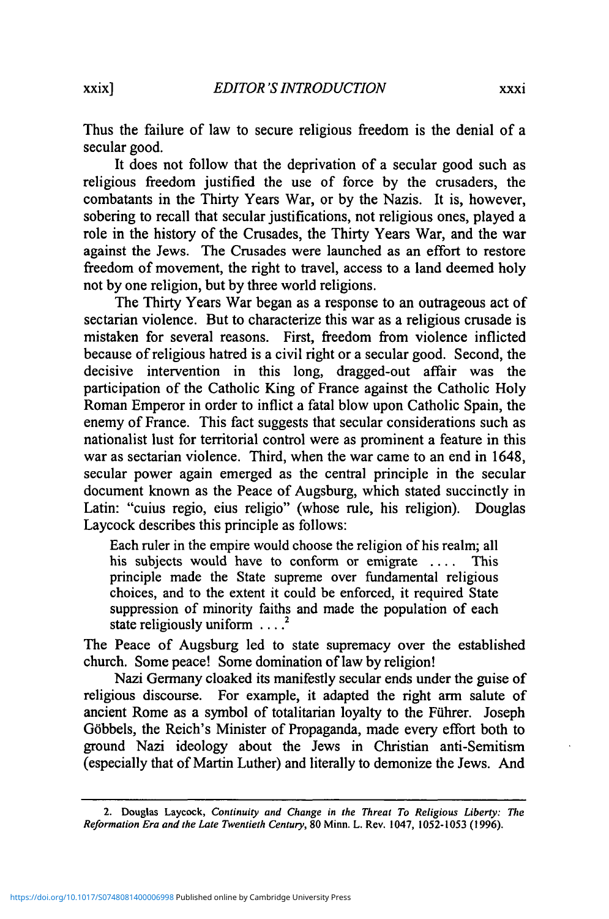Thus the failure of law to secure religious freedom is the denial of a secular good.

It does not follow that the deprivation of a secular good such as religious freedom justified the use of force by the crusaders, the combatants in the Thirty Years War, or by the Nazis. It is, however, sobering to recall that secular justifications, not religious ones, played a role in the history of the Crusades, the Thirty Years War, and the war against the Jews. The Crusades were launched as an effort to restore freedom of movement, the right to travel, access to a land deemed holy not by one religion, but by three world religions.

The Thirty Years War began as a response to an outrageous act of sectarian violence. But to characterize this war as a religious crusade is mistaken for several reasons. First, freedom from violence inflicted because of religious hatred is a civil right or a secular good. Second, the decisive intervention in this long, dragged-out affair was the participation of the Catholic King of France against the Catholic Holy Roman Emperor in order to inflict a fatal blow upon Catholic Spain, the enemy of France. This fact suggests that secular considerations such as nationalist lust for territorial control were as prominent a feature in this war as sectarian violence. Third, when the war came to an end in 1648, secular power again emerged as the central principle in the secular document known as the Peace of Augsburg, which stated succinctly in Latin: "cuius regio, eius religio" (whose rule, his religion). Douglas Laycock describes this principle as follows:

> Each ruler in the empire would choose the religion of his realm; all his subjects would have to conform or emigrate .... This principle made the State supreme over fundamental religious choices, and to the extent it could be enforced, it required State suppression of minority faiths and made the population of each state religiously uniform ....[2]

The Peace of Augsburg led to state supremacy over the established church. Some peace! Some domination of law by religion!

Nazi Germany cloaked its manifestly secular ends under the guise of religious discourse. For example, it adapted the right arm salute of ancient Rome as a symbol of totalitarian loyalty to the Führer. Joseph Göbbels, the Reich's Minister of Propaganda, made every effort both to ground Nazi ideology about the Jews in Christian anti-Semitism (especially that of Martin Luther) and literally to demonize the Jews. And

---

2. Douglas Laycock, *Continuity and Change in the Threat To Religious Liberty: The Reformation Era and the Late Twentieth Century*, 80 Minn. L. Rev. 1047, 1052-1053 (1996).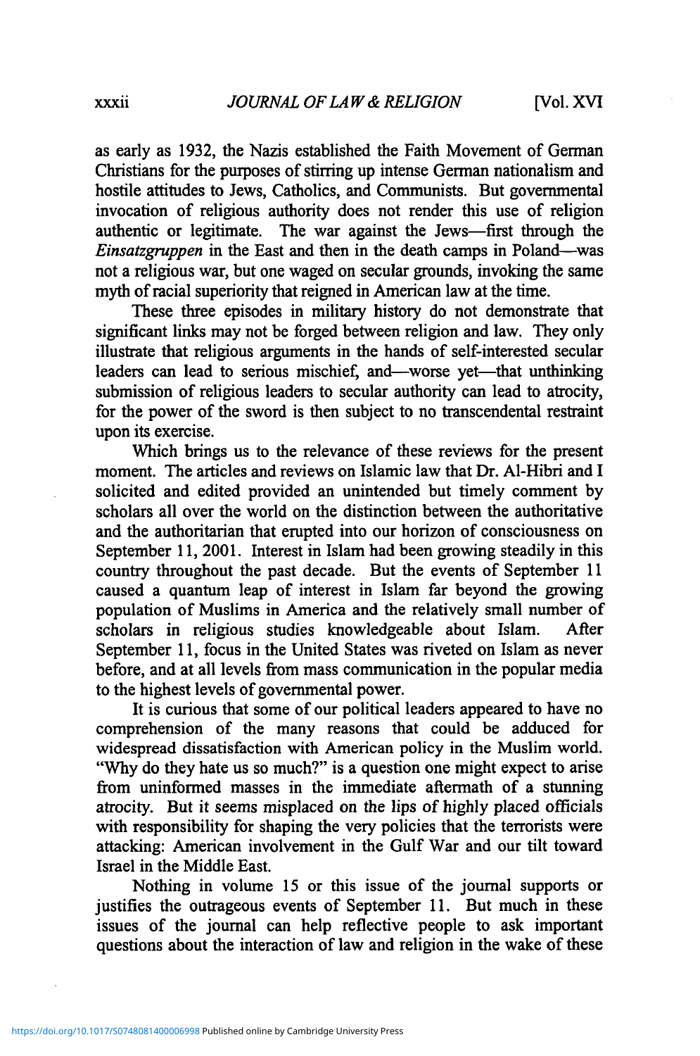as early as 1932, the Nazis established the Faith Movement of German Christians for the purposes of stirring up intense German nationalism and hostile attitudes to Jews, Catholics, and Communists. But governmental invocation of religious authority does not render this use of religion authentic or legitimate. The war against the Jews—first through the *Einsatzgruppen* in the East and then in the death camps in Poland—was not a religious war, but one waged on secular grounds, invoking the same myth of racial superiority that reigned in American law at the time.

These three episodes in military history do not demonstrate that significant links may not be forged between religion and law. They only illustrate that religious arguments in the hands of self-interested secular leaders can lead to serious mischief, and—worse yet—that unthinking submission of religious leaders to secular authority can lead to atrocity, for the power of the sword is then subject to no transcendental restraint upon its exercise.

Which brings us to the relevance of these reviews for the present moment. The articles and reviews on Islamic law that Dr. Al-Hibri and I solicited and edited provided an unintended but timely comment by scholars all over the world on the distinction between the authoritative and the authoritarian that erupted into our horizon of consciousness on September 11, 2001. Interest in Islam had been growing steadily in this country throughout the past decade. But the events of September 11 caused a quantum leap of interest in Islam far beyond the growing population of Muslims in America and the relatively small number of scholars in religious studies knowledgeable about Islam. After September 11, focus in the United States was riveted on Islam as never before, and at all levels from mass communication in the popular media to the highest levels of governmental power.

It is curious that some of our political leaders appeared to have no comprehension of the many reasons that could be adduced for widespread dissatisfaction with American policy in the Muslim world. "Why do they hate us so much?" is a question one might expect to arise from uninformed masses in the immediate aftermath of a stunning atrocity. But it seems misplaced on the lips of highly placed officials with responsibility for shaping the very policies that the terrorists were attacking: American involvement in the Gulf War and our tilt toward Israel in the Middle East.

Nothing in volume 15 or this issue of the journal supports or justifies the outrageous events of September 11. But much in these issues of the journal can help reflective people to ask important questions about the interaction of law and religion in the wake of these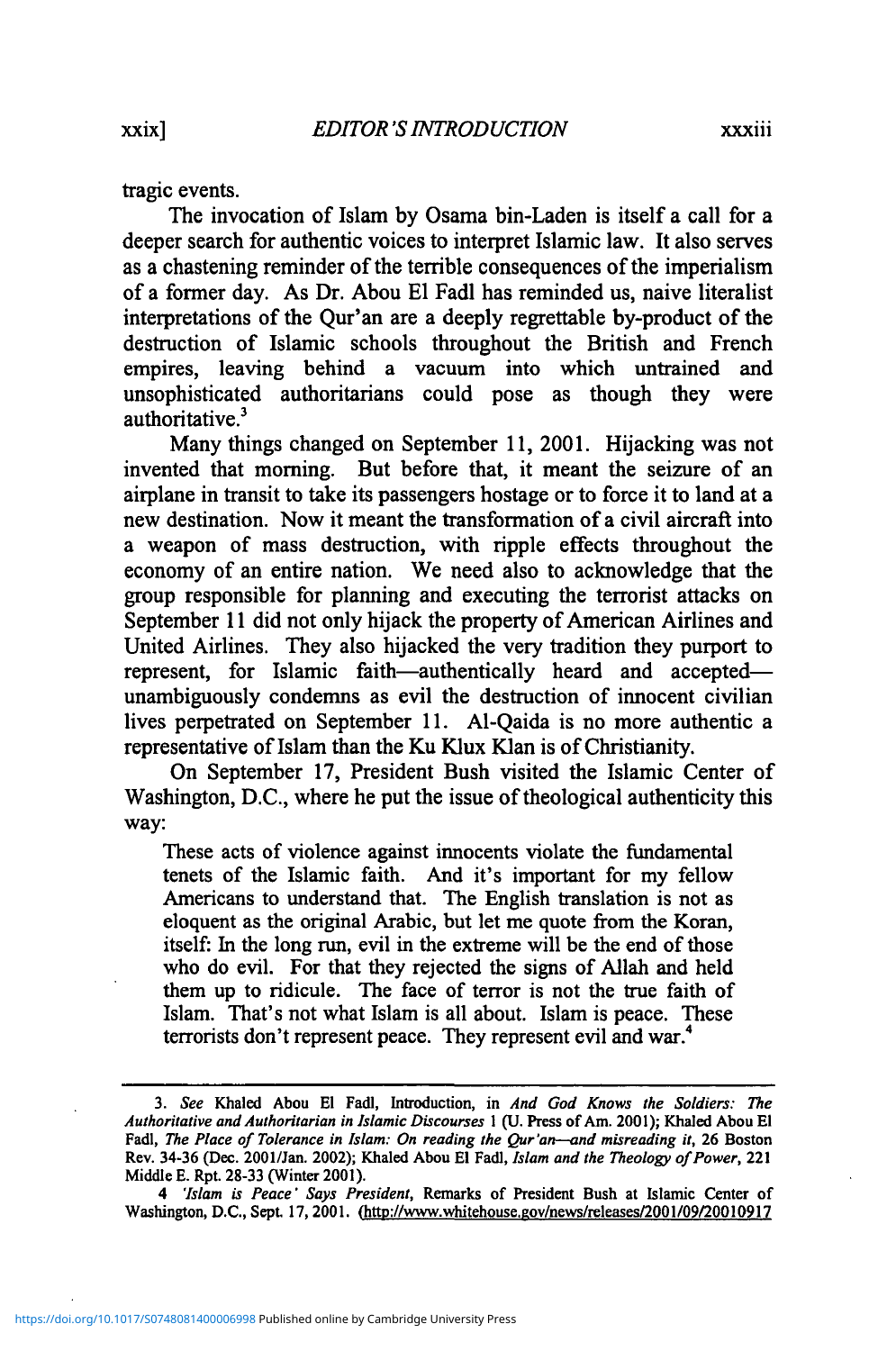tragic events.

The invocation of Islam by Osama bin-Laden is itself a call for a deeper search for authentic voices to interpret Islamic law. It also serves as a chastening reminder of the terrible consequences of the imperialism of a former day. As Dr. Abou El Fadl has reminded us, naive literalist interpretations of the Qur'an are a deeply regrettable by-product of the destruction of Islamic schools throughout the British and French empires, leaving behind a vacuum into which untrained and unsophisticated authoritarians could pose as though they were authoritative.[3]

Many things changed on September 11, 2001. Hijacking was not invented that morning. But before that, it meant the seizure of an airplane in transit to take its passengers hostage or to force it to land at a new destination. Now it meant the transformation of a civil aircraft into a weapon of mass destruction, with ripple effects throughout the economy of an entire nation. We need also to acknowledge that the group responsible for planning and executing the terrorist attacks on September 11 did not only hijack the property of American Airlines and United Airlines. They also hijacked the very tradition they purport to represent, for Islamic faith—authentically heard and accepted—unambiguously condemns as evil the destruction of innocent civilian lives perpetrated on September 11. Al-Qaida is no more authentic a representative of Islam than the Ku Klux Klan is of Christianity.

On September 17, President Bush visited the Islamic Center of Washington, D.C., where he put the issue of theological authenticity this way:

> These acts of violence against innocents violate the fundamental tenets of the Islamic faith. And it's important for my fellow Americans to understand that. The English translation is not as eloquent as the original Arabic, but let me quote from the Koran, itself: In the long run, evil in the extreme will be the end of those who do evil. For that they rejected the signs of Allah and held them up to ridicule. The face of terror is not the true faith of Islam. That's not what Islam is all about. Islam is peace. These terrorists don't represent peace. They represent evil and war.[4]

---

3. *See* Khaled Abou El Fadl, Introduction, in *And God Knows the Soldiers: The Authoritative and Authoritarian in Islamic Discourses* 1 (U. Press of Am. 2001); Khaled Abou El Fadl, *The Place of Tolerance in Islam: On reading the Qur'an—and misreading it*, 26 Boston Rev. 34-36 (Dec. 2001/Jan. 2002); Khaled Abou El Fadl, *Islam and the Theology of Power*, 221 Middle E. Rpt. 28-33 (Winter 2001).

4 *'Islam is Peace' Says President*, Remarks of President Bush at Islamic Center of Washington, D.C., Sept. 17, 2001. (http://www.whitehouse.gov/news/releases/2001/09/20010917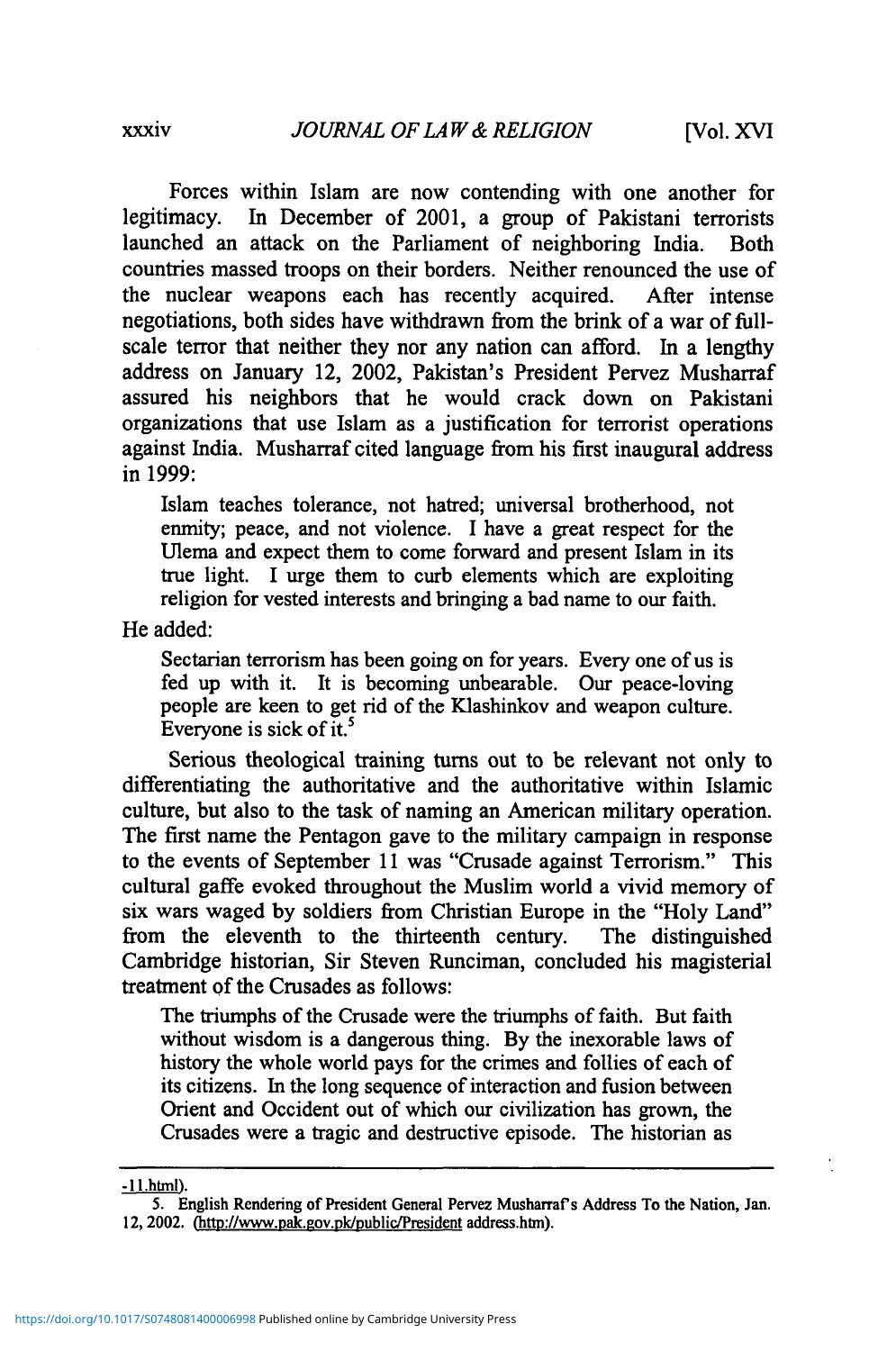Forces within Islam are now contending with one another for legitimacy. In December of 2001, a group of Pakistani terrorists launched an attack on the Parliament of neighboring India. Both countries massed troops on their borders. Neither renounced the use of the nuclear weapons each has recently acquired. After intense negotiations, both sides have withdrawn from the brink of a war of full-scale terror that neither they nor any nation can afford. In a lengthy address on January 12, 2002, Pakistan's President Pervez Musharraf assured his neighbors that he would crack down on Pakistani organizations that use Islam as a justification for terrorist operations against India. Musharraf cited language from his first inaugural address in 1999:

> Islam teaches tolerance, not hatred; universal brotherhood, not enmity; peace, and not violence. I have a great respect for the Ulema and expect them to come forward and present Islam in its true light. I urge them to curb elements which are exploiting religion for vested interests and bringing a bad name to our faith.

He added:

> Sectarian terrorism has been going on for years. Every one of us is fed up with it. It is becoming unbearable. Our peace-loving people are keen to get rid of the Klashinkov and weapon culture. Everyone is sick of it.[5]

Serious theological training turns out to be relevant not only to differentiating the authoritative and the authoritative within Islamic culture, but also to the task of naming an American military operation. The first name the Pentagon gave to the military campaign in response to the events of September 11 was "Crusade against Terrorism." This cultural gaffe evoked throughout the Muslim world a vivid memory of six wars waged by soldiers from Christian Europe in the "Holy Land" from the eleventh to the thirteenth century. The distinguished Cambridge historian, Sir Steven Runciman, concluded his magisterial treatment of the Crusades as follows:

> The triumphs of the Crusade were the triumphs of faith. But faith without wisdom is a dangerous thing. By the inexorable laws of history the whole world pays for the crimes and follies of each of its citizens. In the long sequence of interaction and fusion between Orient and Occident out of which our civilization has grown, the Crusades were a tragic and destructive episode. The historian as

-11.html).

5. English Rendering of President General Pervez Musharraf's Address To the Nation, Jan. 12, 2002. (http://www.pak.gov.pk/public/President address.htm).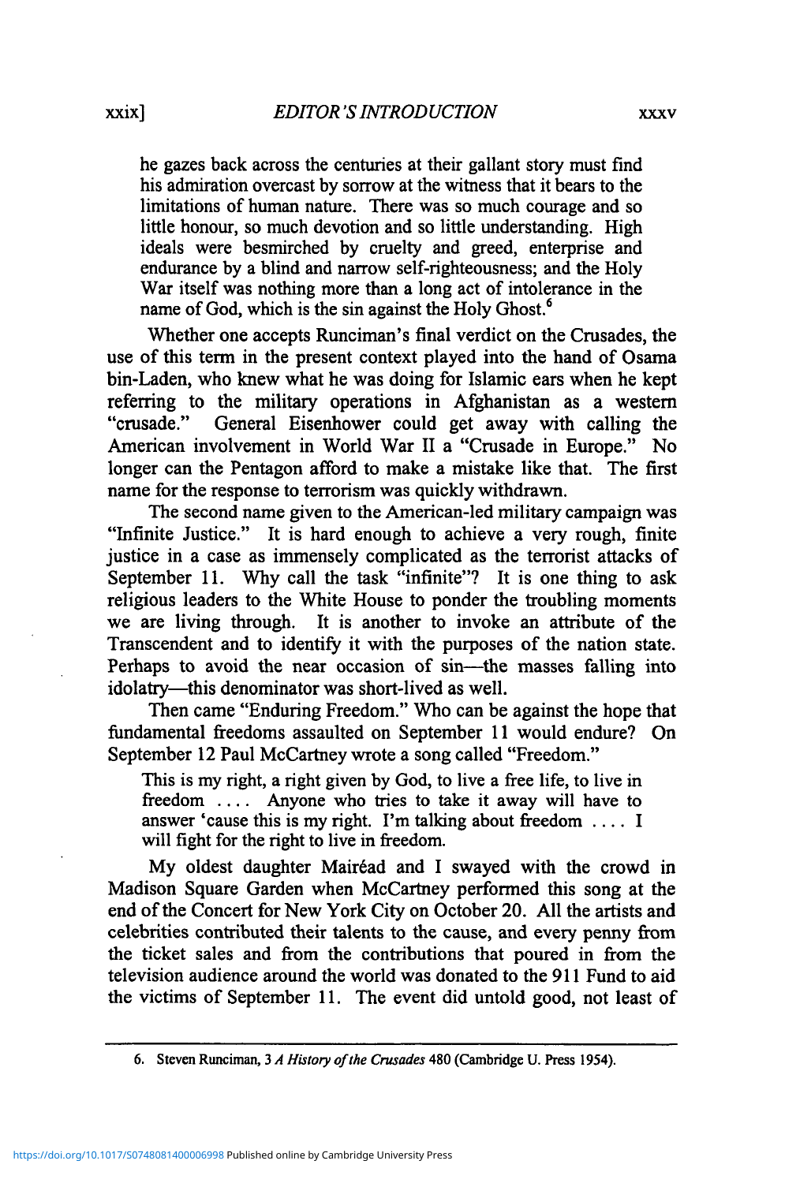> he gazes back across the centuries at their gallant story must find his admiration overcast by sorrow at the witness that it bears to the limitations of human nature. There was so much courage and so little honour, so much devotion and so little understanding. High ideals were besmirched by cruelty and greed, enterprise and endurance by a blind and narrow self-righteousness; and the Holy War itself was nothing more than a long act of intolerance in the name of God, which is the sin against the Holy Ghost.[6]

Whether one accepts Runciman's final verdict on the Crusades, the use of this term in the present context played into the hand of Osama bin-Laden, who knew what he was doing for Islamic ears when he kept referring to the military operations in Afghanistan as a western "crusade." General Eisenhower could get away with calling the American involvement in World War II a "Crusade in Europe." No longer can the Pentagon afford to make a mistake like that. The first name for the response to terrorism was quickly withdrawn.

The second name given to the American-led military campaign was "Infinite Justice." It is hard enough to achieve a very rough, finite justice in a case as immensely complicated as the terrorist attacks of September 11. Why call the task "infinite"? It is one thing to ask religious leaders to the White House to ponder the troubling moments we are living through. It is another to invoke an attribute of the Transcendent and to identify it with the purposes of the nation state. Perhaps to avoid the near occasion of sin—the masses falling into idolatry—this denominator was short-lived as well.

Then came "Enduring Freedom." Who can be against the hope that fundamental freedoms assaulted on September 11 would endure? On September 12 Paul McCartney wrote a song called "Freedom."

> This is my right, a right given by God, to live a free life, to live in freedom .... Anyone who tries to take it away will have to answer 'cause this is my right. I'm talking about freedom .... I will fight for the right to live in freedom.

My oldest daughter Mairéad and I swayed with the crowd in Madison Square Garden when McCartney performed this song at the end of the Concert for New York City on October 20. All the artists and celebrities contributed their talents to the cause, and every penny from the ticket sales and from the contributions that poured in from the television audience around the world was donated to the 911 Fund to aid the victims of September 11. The event did untold good, not least of

---

6. Steven Runciman, 3 *A History of the Crusades* 480 (Cambridge U. Press 1954).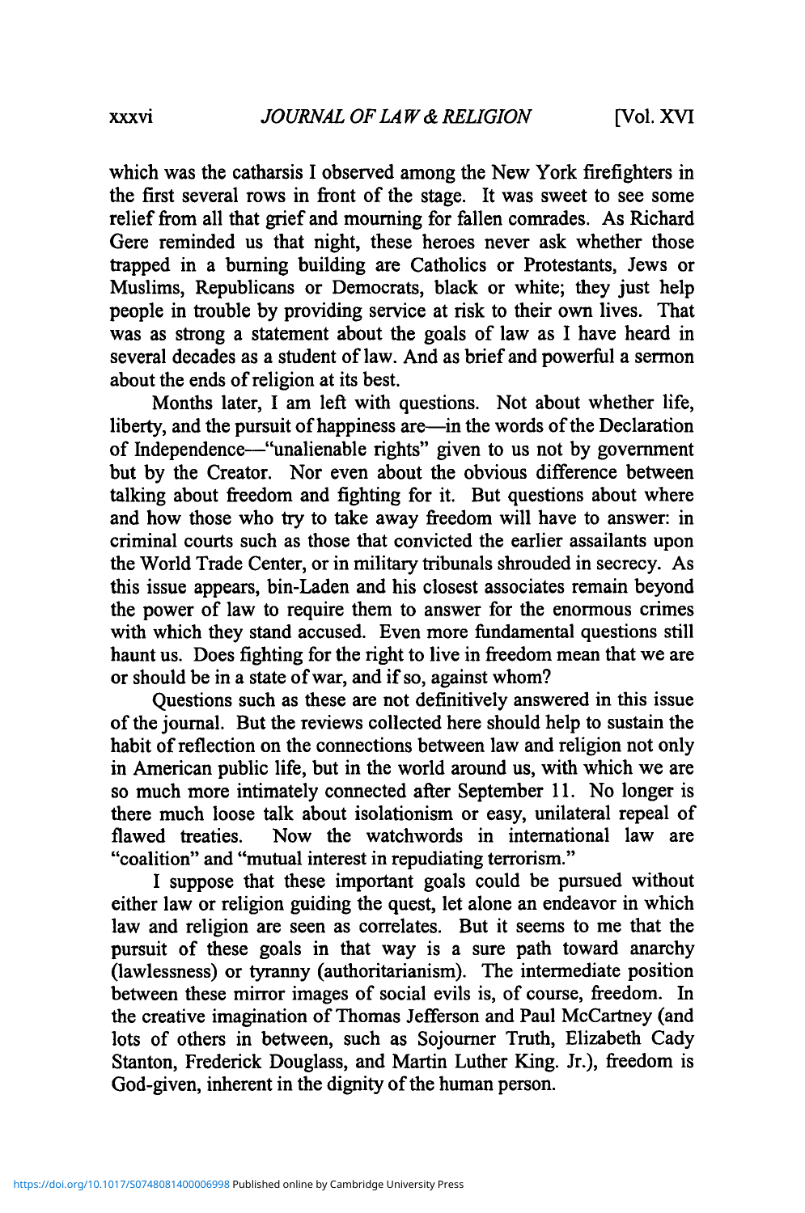which was the catharsis I observed among the New York firefighters in the first several rows in front of the stage. It was sweet to see some relief from all that grief and mourning for fallen comrades. As Richard Gere reminded us that night, these heroes never ask whether those trapped in a burning building are Catholics or Protestants, Jews or Muslims, Republicans or Democrats, black or white; they just help people in trouble by providing service at risk to their own lives. That was as strong a statement about the goals of law as I have heard in several decades as a student of law. And as brief and powerful a sermon about the ends of religion at its best.

Months later, I am left with questions. Not about whether life, liberty, and the pursuit of happiness are—in the words of the Declaration of Independence—"unalienable rights" given to us not by government but by the Creator. Nor even about the obvious difference between talking about freedom and fighting for it. But questions about where and how those who try to take away freedom will have to answer: in criminal courts such as those that convicted the earlier assailants upon the World Trade Center, or in military tribunals shrouded in secrecy. As this issue appears, bin-Laden and his closest associates remain beyond the power of law to require them to answer for the enormous crimes with which they stand accused. Even more fundamental questions still haunt us. Does fighting for the right to live in freedom mean that we are or should be in a state of war, and if so, against whom?

Questions such as these are not definitively answered in this issue of the journal. But the reviews collected here should help to sustain the habit of reflection on the connections between law and religion not only in American public life, but in the world around us, with which we are so much more intimately connected after September 11. No longer is there much loose talk about isolationism or easy, unilateral repeal of flawed treaties. Now the watchwords in international law are "coalition" and "mutual interest in repudiating terrorism."

I suppose that these important goals could be pursued without either law or religion guiding the quest, let alone an endeavor in which law and religion are seen as correlates. But it seems to me that the pursuit of these goals in that way is a sure path toward anarchy (lawlessness) or tyranny (authoritarianism). The intermediate position between these mirror images of social evils is, of course, freedom. In the creative imagination of Thomas Jefferson and Paul McCartney (and lots of others in between, such as Sojourner Truth, Elizabeth Cady Stanton, Frederick Douglass, and Martin Luther King. Jr.), freedom is God-given, inherent in the dignity of the human person.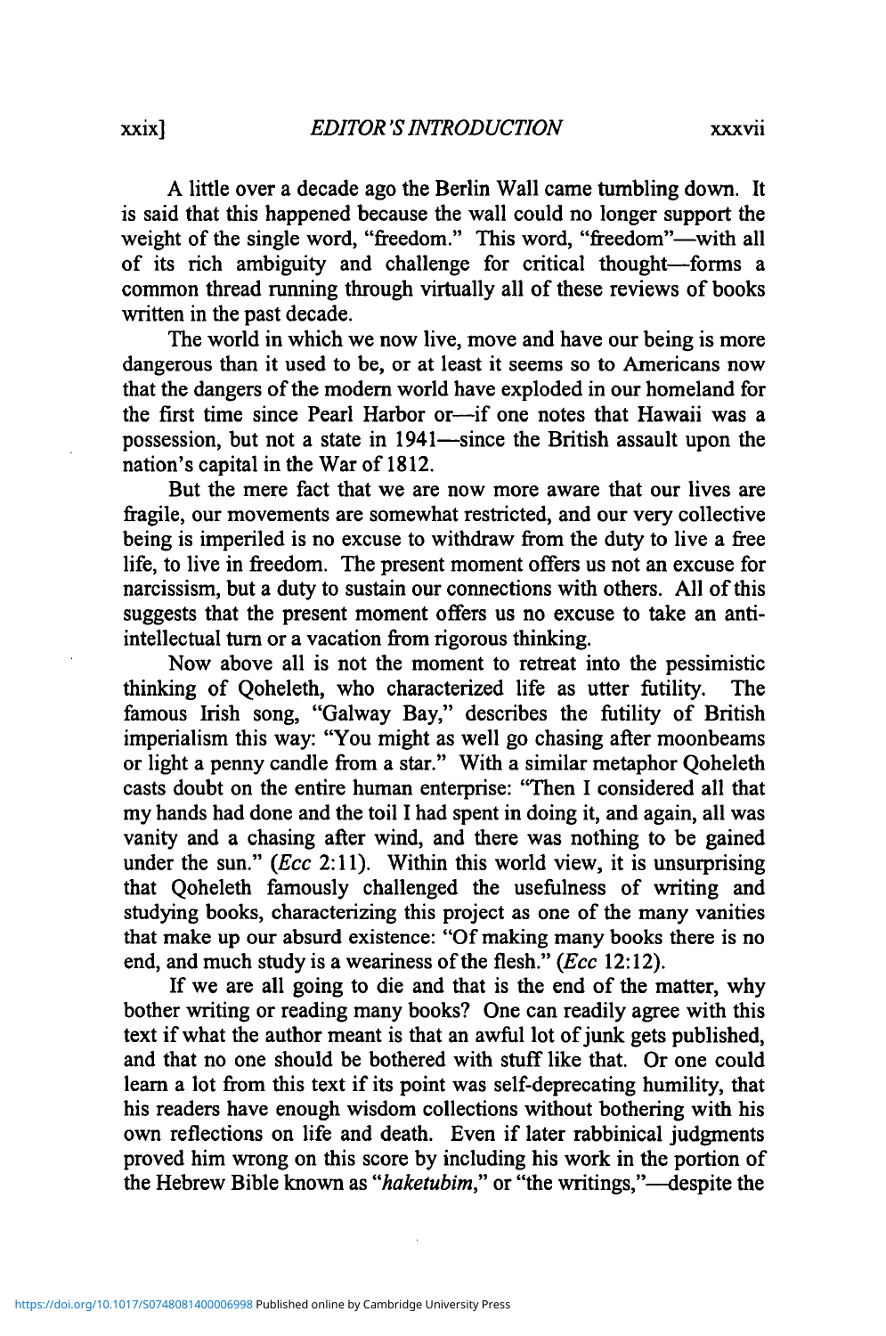A little over a decade ago the Berlin Wall came tumbling down. It is said that this happened because the wall could no longer support the weight of the single word, "freedom." This word, "freedom"—with all of its rich ambiguity and challenge for critical thought—forms a common thread running through virtually all of these reviews of books written in the past decade.

The world in which we now live, move and have our being is more dangerous than it used to be, or at least it seems so to Americans now that the dangers of the modern world have exploded in our homeland for the first time since Pearl Harbor or—if one notes that Hawaii was a possession, but not a state in 1941—since the British assault upon the nation's capital in the War of 1812.

But the mere fact that we are now more aware that our lives are fragile, our movements are somewhat restricted, and our very collective being is imperiled is no excuse to withdraw from the duty to live a free life, to live in freedom. The present moment offers us not an excuse for narcissism, but a duty to sustain our connections with others. All of this suggests that the present moment offers us no excuse to take an anti-intellectual turn or a vacation from rigorous thinking.

Now above all is not the moment to retreat into the pessimistic thinking of Qoheleth, who characterized life as utter futility. The famous Irish song, "Galway Bay," describes the futility of British imperialism this way: "You might as well go chasing after moonbeams or light a penny candle from a star." With a similar metaphor Qoheleth casts doubt on the entire human enterprise: "Then I considered all that my hands had done and the toil I had spent in doing it, and again, all was vanity and a chasing after wind, and there was nothing to be gained under the sun." (*Ecc* 2:11). Within this world view, it is unsurprising that Qoheleth famously challenged the usefulness of writing and studying books, characterizing this project as one of the many vanities that make up our absurd existence: "Of making many books there is no end, and much study is a weariness of the flesh." (*Ecc* 12:12).

If we are all going to die and that is the end of the matter, why bother writing or reading many books? One can readily agree with this text if what the author meant is that an awful lot of junk gets published, and that no one should be bothered with stuff like that. Or one could learn a lot from this text if its point was self-deprecating humility, that his readers have enough wisdom collections without bothering with his own reflections on life and death. Even if later rabbinical judgments proved him wrong on this score by including his work in the portion of the Hebrew Bible known as "*haketubim*," or "the writings,"—despite the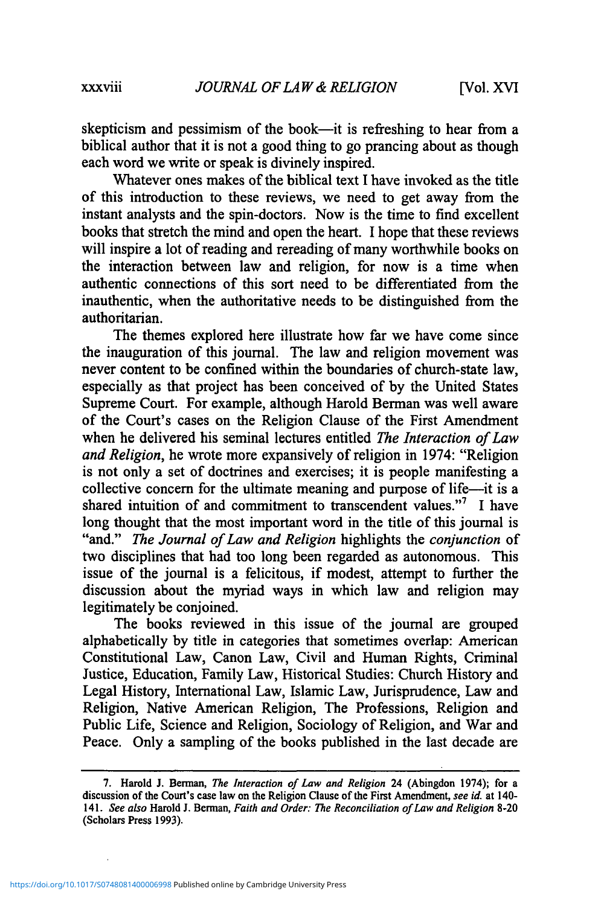skepticism and pessimism of the book—it is refreshing to hear from a biblical author that it is not a good thing to go prancing about as though each word we write or speak is divinely inspired.

Whatever ones makes of the biblical text I have invoked as the title of this introduction to these reviews, we need to get away from the instant analysts and the spin-doctors. Now is the time to find excellent books that stretch the mind and open the heart. I hope that these reviews will inspire a lot of reading and rereading of many worthwhile books on the interaction between law and religion, for now is a time when authentic connections of this sort need to be differentiated from the inauthentic, when the authoritative needs to be distinguished from the authoritarian.

The themes explored here illustrate how far we have come since the inauguration of this journal. The law and religion movement was never content to be confined within the boundaries of church-state law, especially as that project has been conceived of by the United States Supreme Court. For example, although Harold Berman was well aware of the Court's cases on the Religion Clause of the First Amendment when he delivered his seminal lectures entitled *The Interaction of Law and Religion*, he wrote more expansively of religion in 1974: "Religion is not only a set of doctrines and exercises; it is people manifesting a collective concern for the ultimate meaning and purpose of life—it is a shared intuition of and commitment to transcendent values."[7] I have long thought that the most important word in the title of this journal is "and." *The Journal of Law and Religion* highlights the *conjunction* of two disciplines that had too long been regarded as autonomous. This issue of the journal is a felicitous, if modest, attempt to further the discussion about the myriad ways in which law and religion may legitimately be conjoined.

The books reviewed in this issue of the journal are grouped alphabetically by title in categories that sometimes overlap: American Constitutional Law, Canon Law, Civil and Human Rights, Criminal Justice, Education, Family Law, Historical Studies: Church History and Legal History, International Law, Islamic Law, Jurisprudence, Law and Religion, Native American Religion, The Professions, Religion and Public Life, Science and Religion, Sociology of Religion, and War and Peace. Only a sampling of the books published in the last decade are

---

7. Harold J. Berman, *The Interaction of Law and Religion* 24 (Abingdon 1974); for a discussion of the Court's case law on the Religion Clause of the First Amendment, *see id.* at 140-141. *See also* Harold J. Berman, *Faith and Order: The Reconciliation of Law and Religion* 8-20 (Scholars Press 1993).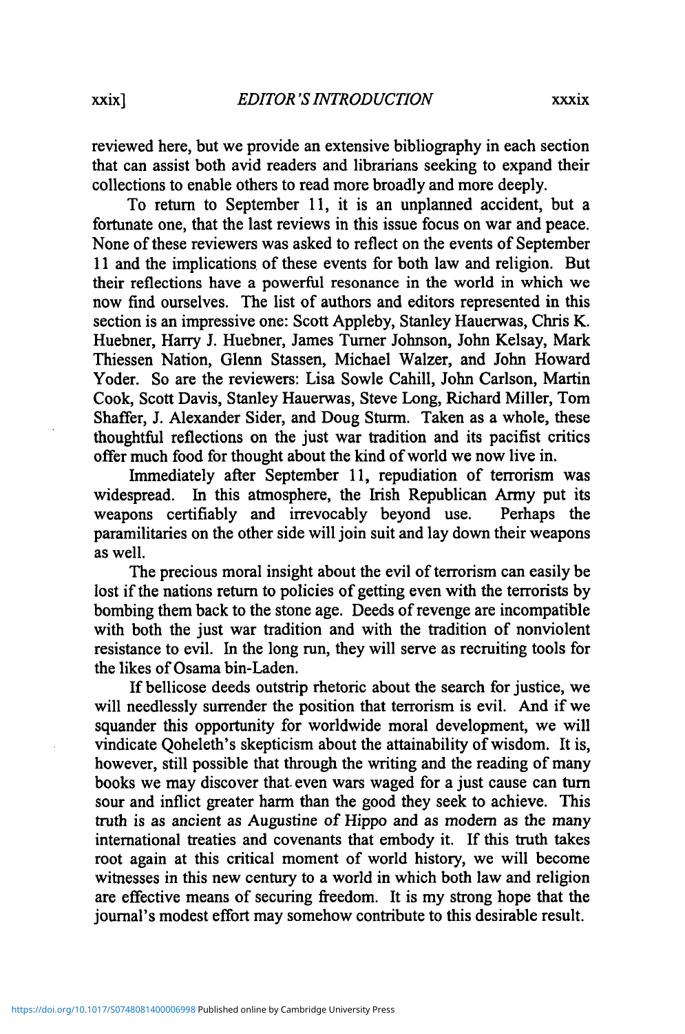reviewed here, but we provide an extensive bibliography in each section that can assist both avid readers and librarians seeking to expand their collections to enable others to read more broadly and more deeply.

To return to September 11, it is an unplanned accident, but a fortunate one, that the last reviews in this issue focus on war and peace. None of these reviewers was asked to reflect on the events of September 11 and the implications of these events for both law and religion. But their reflections have a powerful resonance in the world in which we now find ourselves. The list of authors and editors represented in this section is an impressive one: Scott Appleby, Stanley Hauerwas, Chris K. Huebner, Harry J. Huebner, James Turner Johnson, John Kelsay, Mark Thiessen Nation, Glenn Stassen, Michael Walzer, and John Howard Yoder. So are the reviewers: Lisa Sowle Cahill, John Carlson, Martin Cook, Scott Davis, Stanley Hauerwas, Steve Long, Richard Miller, Tom Shaffer, J. Alexander Sider, and Doug Sturm. Taken as a whole, these thoughtful reflections on the just war tradition and its pacifist critics offer much food for thought about the kind of world we now live in.

Immediately after September 11, repudiation of terrorism was widespread. In this atmosphere, the Irish Republican Army put its weapons certifiably and irrevocably beyond use. Perhaps the paramilitaries on the other side will join suit and lay down their weapons as well.

The precious moral insight about the evil of terrorism can easily be lost if the nations return to policies of getting even with the terrorists by bombing them back to the stone age. Deeds of revenge are incompatible with both the just war tradition and with the tradition of nonviolent resistance to evil. In the long run, they will serve as recruiting tools for the likes of Osama bin-Laden.

If bellicose deeds outstrip rhetoric about the search for justice, we will needlessly surrender the position that terrorism is evil. And if we squander this opportunity for worldwide moral development, we will vindicate Qoheleth's skepticism about the attainability of wisdom. It is, however, still possible that through the writing and the reading of many books we may discover that even wars waged for a just cause can turn sour and inflict greater harm than the good they seek to achieve. This truth is as ancient as Augustine of Hippo and as modern as the many international treaties and covenants that embody it. If this truth takes root again at this critical moment of world history, we will become witnesses in this new century to a world in which both law and religion are effective means of securing freedom. It is my strong hope that the journal's modest effort may somehow contribute to this desirable result.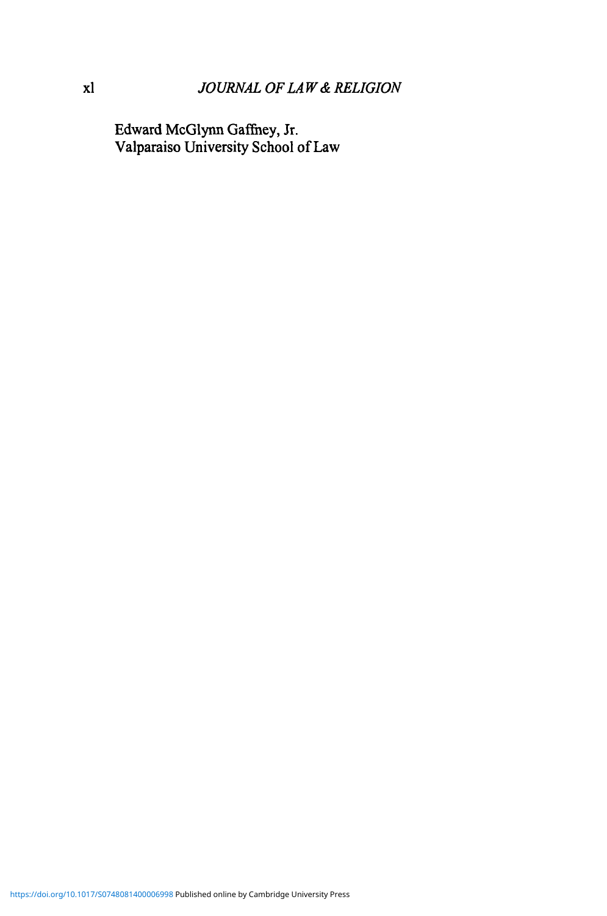Edward McGlynn Gaffney, Jr.
Valparaiso University School of Law